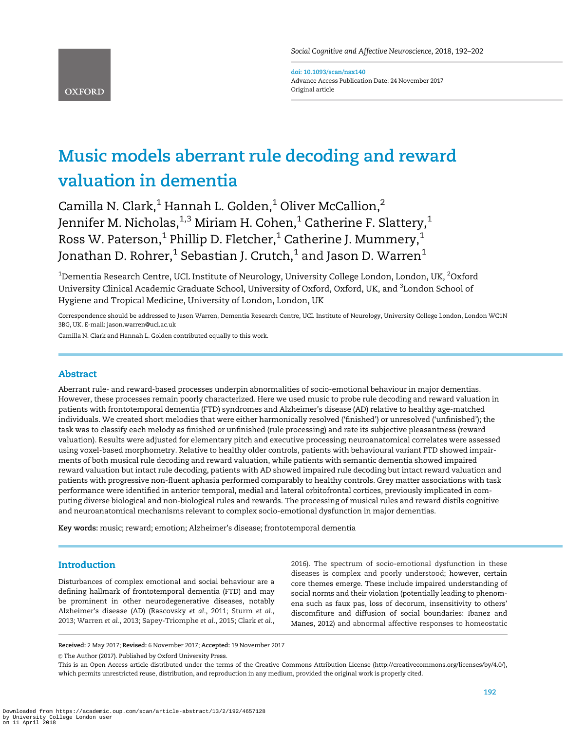doi: 10.1093/scan/nsx140
Advance Access Publication Date: 24 November 2017
Original article

# Music models aberrant rule decoding and reward valuation in dementia

Camilla N. Clark,[1] Hannah L. Golden,[1] Oliver McCallion,[2] Jennifer M. Nicholas,[1,3] Miriam H. Cohen,[1] Catherine F. Slattery,[1] Ross W. Paterson,[1] Phillip D. Fletcher,[1] Catherine J. Mummery,[1] Jonathan D. Rohrer,[1] Sebastian J. Crutch,[1] and Jason D. Warren[1]

[1]Dementia Research Centre, UCL Institute of Neurology, University College London, London, UK, [2]Oxford University Clinical Academic Graduate School, University of Oxford, Oxford, UK, and [3]London School of Hygiene and Tropical Medicine, University of London, London, UK

Correspondence should be addressed to Jason Warren, Dementia Research Centre, UCL Institute of Neurology, University College London, London WC1N 3BG, UK. E-mail: jason.warren@ucl.ac.uk

Camilla N. Clark and Hannah L. Golden contributed equally to this work.

## Abstract

Aberrant rule- and reward-based processes underpin abnormalities of socio-emotional behaviour in major dementias. However, these processes remain poorly characterized. Here we used music to probe rule decoding and reward valuation in patients with frontotemporal dementia (FTD) syndromes and Alzheimer's disease (AD) relative to healthy age-matched individuals. We created short melodies that were either harmonically resolved ('finished') or unresolved ('unfinished'); the task was to classify each melody as finished or unfinished (rule processing) and rate its subjective pleasantness (reward valuation). Results were adjusted for elementary pitch and executive processing; neuroanatomical correlates were assessed using voxel-based morphometry. Relative to healthy older controls, patients with behavioural variant FTD showed impairments of both musical rule decoding and reward valuation, while patients with semantic dementia showed impaired reward valuation but intact rule decoding, patients with AD showed impaired rule decoding but intact reward valuation and patients with progressive non-fluent aphasia performed comparably to healthy controls. Grey matter associations with task performance were identified in anterior temporal, medial and lateral orbitofrontal cortices, previously implicated in computing diverse biological and non-biological rules and rewards. The processing of musical rules and reward distils cognitive and neuroanatomical mechanisms relevant to complex socio-emotional dysfunction in major dementias.

**Key words:** music; reward; emotion; Alzheimer's disease; frontotemporal dementia

## Introduction

Disturbances of complex emotional and social behaviour are a defining hallmark of frontotemporal dementia (FTD) and may be prominent in other neurodegenerative diseases, notably Alzheimer's disease (AD) (Rascovsky *et al.*, 2011; Sturm *et al.*, 2013; Warren *et al.*, 2013; Sapey-Triomphe *et al.*, 2015; Clark *et al.*, 2016). The spectrum of socio-emotional dysfunction in these diseases is complex and poorly understood; however, certain core themes emerge. These include impaired understanding of social norms and their violation (potentially leading to phenomena such as faux pas, loss of decorum, insensitivity to others' discomfiture and diffusion of social boundaries: Ibanez and Manes, 2012) and abnormal affective responses to homeostatic

**Received:** 2 May 2017; **Revised:** 6 November 2017; **Accepted:** 19 November 2017

© The Author (2017). Published by Oxford University Press.

This is an Open Access article distributed under the terms of the Creative Commons Attribution License (http://creativecommons.org/licenses/by/4.0/), which permits unrestricted reuse, distribution, and reproduction in any medium, provided the original work is properly cited.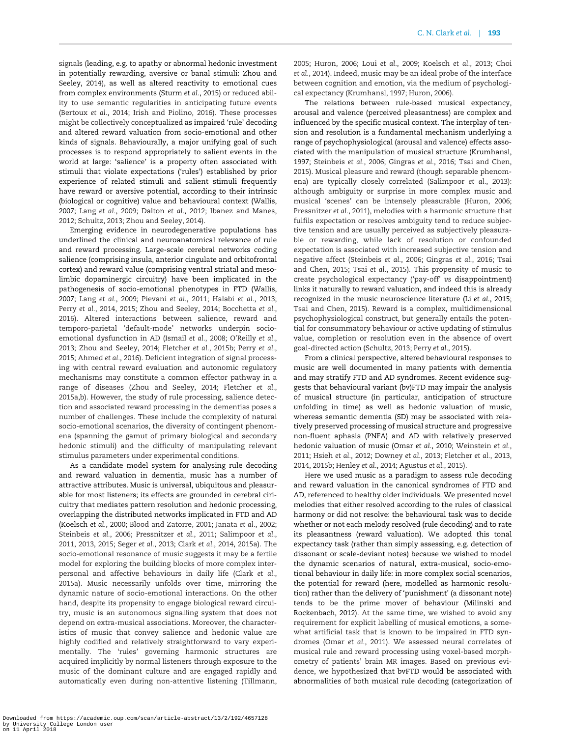signals (leading, e.g. to apathy or abnormal hedonic investment in potentially rewarding, aversive or banal stimuli: Zhou and Seeley, 2014), as well as altered reactivity to emotional cues from complex environments (Sturm *et al.*, 2015) or reduced ability to use semantic regularities in anticipating future events (Bertoux *et al.*, 2014; Irish and Piolino, 2016). These processes might be collectively conceptualized as impaired 'rule' decoding and altered reward valuation from socio-emotional and other kinds of signals. Behaviourally, a major unifying goal of such processes is to respond appropriately to salient events in the world at large: 'salience' is a property often associated with stimuli that violate expectations ('rules') established by prior experience of related stimuli and salient stimuli frequently have reward or aversive potential, according to their intrinsic (biological or cognitive) value and behavioural context (Wallis, 2007; Lang *et al.*, 2009; Dalton *et al.*, 2012; Ibanez and Manes, 2012; Schultz, 2013; Zhou and Seeley, 2014).

Emerging evidence in neurodegenerative populations has underlined the clinical and neuroanatomical relevance of rule and reward processing. Large-scale cerebral networks coding salience (comprising insula, anterior cingulate and orbitofrontal cortex) and reward value (comprising ventral striatal and mesolimbic dopaminergic circuitry) have been implicated in the pathogenesis of socio-emotional phenotypes in FTD (Wallis, 2007; Lang *et al.*, 2009; Pievani *et al.*, 2011; Halabi *et al.*, 2013; Perry *et al.*, 2014, 2015; Zhou and Seeley, 2014; Bocchetta *et al.*, 2016). Altered interactions between salience, reward and temporo-parietal 'default-mode' networks underpin socio-emotional dysfunction in AD (Ismail *et al.*, 2008; O'Reilly *et al.*, 2013; Zhou and Seeley, 2014; Fletcher *et al.*, 2015b; Perry *et al.*, 2015; Ahmed *et al.*, 2016). Deficient integration of signal processing with central reward evaluation and autonomic regulatory mechanisms may constitute a common effector pathway in a range of diseases (Zhou and Seeley, 2014; Fletcher *et al.*, 2015a,b). However, the study of rule processing, salience detection and associated reward processing in the dementias poses a number of challenges. These include the complexity of natural socio-emotional scenarios, the diversity of contingent phenomena (spanning the gamut of primary biological and secondary hedonic stimuli) and the difficulty of manipulating relevant stimulus parameters under experimental conditions.

As a candidate model system for analysing rule decoding and reward valuation in dementia, music has a number of attractive attributes. Music is universal, ubiquitous and pleasurable for most listeners; its effects are grounded in cerebral ciricuitry that mediates pattern resolution and hedonic processing, overlapping the distributed networks implicated in FTD and AD (Koelsch *et al.*, 2000; Blood and Zatorre, 2001; Janata *et al.*, 2002; Steinbeis *et al.*, 2006; Pressnitzer *et al.*, 2011; Salimpoor *et al.*, 2011, 2013, 2015; Seger *et al.*, 2013; Clark *et al.*, 2014, 2015a). The socio-emotional resonance of music suggests it may be a fertile model for exploring the building blocks of more complex interpersonal and affective behaviours in daily life (Clark *et al.*, 2015a). Music necessarily unfolds over time, mirroring the dynamic nature of socio-emotional interactions. On the other hand, despite its propensity to engage biological reward circuitry, music is an autonomous signalling system that does not depend on extra-musical associations. Moreover, the characteristics of music that convey salience and hedonic value are highly codified and relatively straightforward to vary experimentally. The 'rules' governing harmonic structures are acquired implicitly by normal listeners through exposure to the music of the dominant culture and are engaged rapidly and automatically even during non-attentive listening (Tillmann, 2005; Huron, 2006; Loui *et al.*, 2009; Koelsch *et al.*, 2013; Choi *et al.*, 2014). Indeed, music may be an ideal probe of the interface between cognition and emotion, via the medium of psychological expectancy (Krumhansl, 1997; Huron, 2006).

The relations between rule-based musical expectancy, arousal and valence (perceived pleasantness) are complex and influenced by the specific musical context. The interplay of tension and resolution is a fundamental mechanism underlying a range of psychophysiological (arousal and valence) effects associated with the manipulation of musical structure (Krumhansl, 1997; Steinbeis *et al.*, 2006; Gingras *et al.*, 2016; Tsai and Chen, 2015). Musical pleasure and reward (though separable phenomena) are typically closely correlated (Salimpoor *et al.*, 2013): although ambiguity or surprise in more complex music and musical 'scenes' can be intensely pleasurable (Huron, 2006; Pressnitzer *et al.*, 2011), melodies with a harmonic structure that fulfils expectation or resolves ambiguity tend to reduce subjective tension and are usually perceived as subjectively pleasurable or rewarding, while lack of resolution or confounded expectation is associated with increased subjective tension and negative affect (Steinbeis *et al.*, 2006; Gingras *et al.*, 2016; Tsai and Chen, 2015; Tsai *et al.*, 2015). This propensity of music to create psychological expectancy ('pay-off' *vs* disappointment) links it naturally to reward valuation, and indeed this is already recognized in the music neuroscience literature (Li *et al.*, 2015; Tsai and Chen, 2015). Reward is a complex, multidimensional psychophysiological construct, but generally entails the potential for consummatory behaviour or active updating of stimulus value, completion or resolution even in the absence of overt goal-directed action (Schultz, 2013; Perry *et al.*, 2015).

From a clinical perspective, altered behavioural responses to music are well documented in many patients with dementia and may stratify FTD and AD syndromes. Recent evidence suggests that behavioural variant (bv)FTD may impair the analysis of musical structure (in particular, anticipation of structure unfolding in time) as well as hedonic valuation of music, whereas semantic dementia (SD) may be associated with relatively preserved processing of musical structure and progressive non-fluent aphasia (PNFA) and AD with relatively preserved hedonic valuation of music (Omar *et al.*, 2010; Weinstein *et al.*, 2011; Hsieh *et al.*, 2012; Downey *et al.*, 2013; Fletcher *et al.*, 2013, 2014, 2015b; Henley *et al.*, 2014; Agustus *et al.*, 2015).

Here we used music as a paradigm to assess rule decoding and reward valuation in the canonical syndromes of FTD and AD, referenced to healthy older individuals. We presented novel melodies that either resolved according to the rules of classical harmony or did not resolve: the behavioural task was to decide whether or not each melody resolved (rule decoding) and to rate its pleasantness (reward valuation). We adopted this tonal expectancy task (rather than simply assessing, e.g. detection of dissonant or scale-deviant notes) because we wished to model the dynamic scenarios of natural, extra-musical, socio-emotional behaviour in daily life: in more complex social scenarios, the potential for reward (here, modelled as harmonic resolution) rather than the delivery of 'punishment' (a dissonant note) tends to be the prime mover of behaviour (Milinski and Rockenbach, 2012). At the same time, we wished to avoid any requirement for explicit labelling of musical emotions, a somewhat artificial task that is known to be impaired in FTD syndromes (Omar *et al.*, 2011). We assessed neural correlates of musical rule and reward processing using voxel-based morphometry of patients' brain MR images. Based on previous evidence, we hypothesized that bvFTD would be associated with abnormalities of both musical rule decoding (categorization of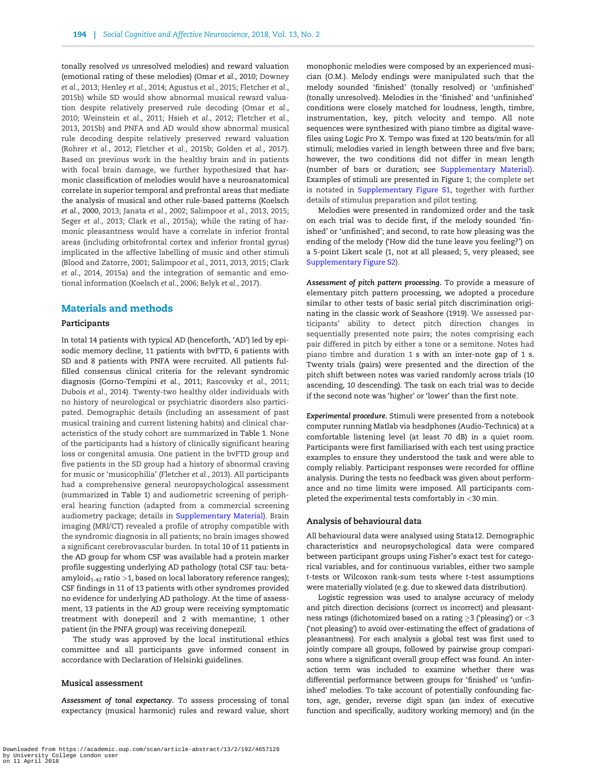tonally resolved *vs* unresolved melodies) and reward valuation (emotional rating of these melodies) (Omar *et al.*, 2010; Downey *et al.*, 2013; Henley *et al.*, 2014; Agustus *et al.*, 2015; Fletcher *et al.*, 2015b) while SD would show abnormal musical reward valuation despite relatively preserved rule decoding (Omar *et al.*, 2010; Weinstein *et al.*, 2011; Hsieh *et al.*, 2012; Fletcher *et al.*, 2013, 2015b) and PNFA and AD would show abnormal musical rule decoding despite relatively preserved reward valuation (Rohrer *et al.*, 2012; Fletcher *et al.*, 2015b; Golden *et al.*, 2017). Based on previous work in the healthy brain and in patients with focal brain damage, we further hypothesized that harmonic classification of melodies would have a neuroanatomical correlate in superior temporal and prefrontal areas that mediate the analysis of musical and other rule-based patterns (Koelsch *et al.*, 2000, 2013; Janata *et al.*, 2002; Salimpoor *et al.*, 2013, 2015; Seger *et al.*, 2013; Clark *et al.*, 2015a); while the rating of harmonic pleasantness would have a correlate in inferior frontal areas (including orbitofrontal cortex and inferior frontal gyrus) implicated in the affective labelling of music and other stimuli (Blood and Zatorre, 2001; Salimpoor *et al.*, 2011, 2013, 2015; Clark *et al.*, 2014, 2015a) and the integration of semantic and emotional information (Koelsch *et al.*, 2006; Belyk *et al.*, 2017).

## Materials and methods

### Participants

In total 14 patients with typical AD (henceforth, 'AD') led by episodic memory decline, 11 patients with bvFTD, 6 patients with SD and 8 patients with PNFA were recruited. All patients fulfilled consensus clinical criteria for the relevant syndromic diagnosis (Gorno-Tempini *et al.*, 2011; Rascovsky *et al.*, 2011; Dubois *et al.*, 2014). Twenty-two healthy older individuals with no history of neurological or psychiatric disorders also participated. Demographic details (including an assessment of past musical training and current listening habits) and clinical characteristics of the study cohort are summarized in Table 1. None of the participants had a history of clinically significant hearing loss or congenital amusia. One patient in the bvFTD group and five patients in the SD group had a history of abnormal craving for music or 'musicophilia' (Fletcher *et al.*, 2013). All participants had a comprehensive general neuropsychological assessment (summarized in Table 1) and audiometric screening of peripheral hearing function (adapted from a commercial screening audiometry package; details in Supplementary Material). Brain imaging (MRI/CT) revealed a profile of atrophy compatible with the syndromic diagnosis in all patients; no brain images showed a significant cerebrovascular burden. In total 10 of 11 patients in the AD group for whom CSF was available had a protein marker profile suggesting underlying AD pathology (total CSF tau: beta-amyloid$_{1\text{-}42}$ ratio >1, based on local laboratory reference ranges); CSF findings in 11 of 13 patients with other syndromes provided no evidence for underlying AD pathology. At the time of assessment, 13 patients in the AD group were receiving symptomatic treatment with donepezil and 2 with memantine; 1 other patient (in the PNFA group) was receiving donepezil.

The study was approved by the local institutional ethics committee and all participants gave informed consent in accordance with Declaration of Helsinki guidelines.

### Musical assessment

*Assessment of tonal expectancy.* To assess processing of tonal expectancy (musical harmonic) rules and reward value, short monophonic melodies were composed by an experienced musician (O.M.). Melody endings were manipulated such that the melody sounded 'finished' (tonally resolved) or 'unfinished' (tonally unresolved). Melodies in the 'finished' and 'unfinished' conditions were closely matched for loudness, length, timbre, instrumentation, key, pitch velocity and tempo. All note sequences were synthesized with piano timbre as digital wavefiles using Logic Pro X. Tempo was fixed at 120 beats/min for all stimuli; melodies varied in length between three and five bars; however, the two conditions did not differ in mean length (number of bars or duration; see Supplementary Material). Examples of stimuli are presented in Figure 1; the complete set is notated in Supplementary Figure S1, together with further details of stimulus preparation and pilot testing.

Melodies were presented in randomized order and the task on each trial was to decide first, if the melody sounded 'finished' or 'unfinished'; and second, to rate how pleasing was the ending of the melody ('How did the tune leave you feeling?') on a 5-point Likert scale (1, not at all pleased; 5, very pleased; see Supplementary Figure S2).

*Assessment of pitch pattern processing.* To provide a measure of elementary pitch pattern processing, we adopted a procedure similar to other tests of basic serial pitch discrimination originating in the classic work of Seashore (1919). We assessed participants' ability to detect pitch direction changes in sequentially presented note pairs; the notes comprising each pair differed in pitch by either a tone or a semitone. Notes had piano timbre and duration 1 s with an inter-note gap of 1 s. Twenty trials (pairs) were presented and the direction of the pitch shift between notes was varied randomly across trials (10 ascending, 10 descending). The task on each trial was to decide if the second note was 'higher' or 'lower' than the first note.

*Experimental procedure.* Stimuli were presented from a notebook computer running Matlab via headphones (Audio-Technica) at a comfortable listening level (at least 70 dB) in a quiet room. Participants were first familiarised with each test using practice examples to ensure they understood the task and were able to comply reliably. Participant responses were recorded for offline analysis. During the tests no feedback was given about performance and no time limits were imposed. All participants completed the experimental tests comfortably in <30 min.

### Analysis of behavioural data

All behavioural data were analysed using Stata12. Demographic characteristics and neuropsychological data were compared between participant groups using Fisher's exact test for categorical variables, and for continuous variables, either two sample *t*-tests or Wilcoxon rank-sum tests where *t*-test assumptions were materially violated (e.g. due to skewed data distribution).

Logistic regression was used to analyse accuracy of melody and pitch direction decisions (correct *vs* incorrect) and pleasantness ratings (dichotomized based on a rating ≥3 ('pleasing') or <3 ('not pleasing') to avoid over-estimating the effect of gradations of pleasantness). For each analysis a global test was first used to jointly compare all groups, followed by pairwise group comparisons where a significant overall group effect was found. An interaction term was included to examine whether there was differential performance between groups for 'finished' *vs* 'unfinished' melodies. To take account of potentially confounding factors, age, gender, reverse digit span (an index of executive function and specifically, auditory working memory) and (in the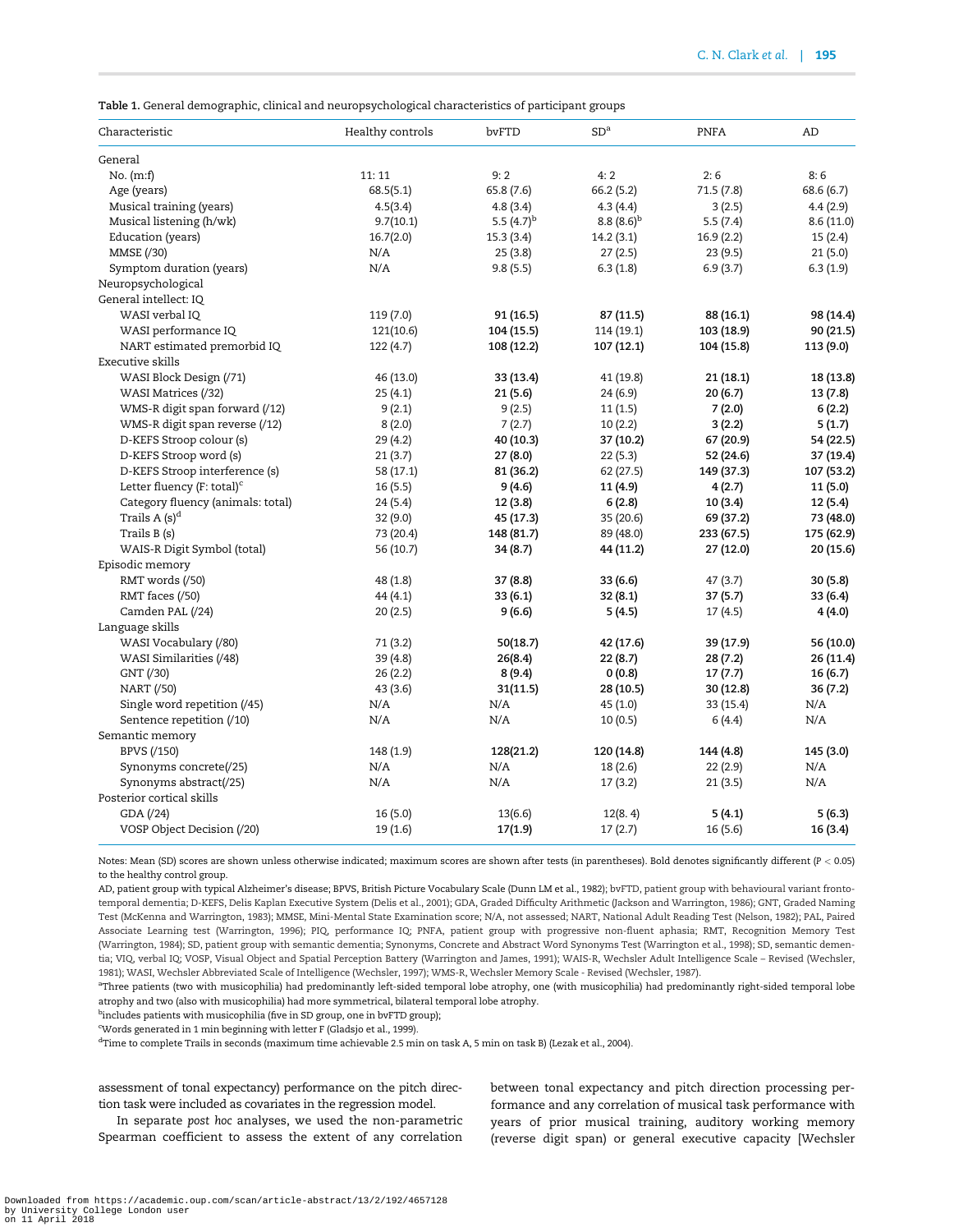**Table 1.** General demographic, clinical and neuropsychological characteristics of participant groups

| Characteristic | Healthy controls | bvFTD | SD[a] | PNFA | AD |
|---|---|---|---|---|---|
| General | | | | | |
| No. (m:f) | 11: 11 | 9: 2 | 4: 2 | 2: 6 | 8: 6 |
| Age (years) | 68.5(5.1) | 65.8 (7.6) | 66.2 (5.2) | 71.5 (7.8) | 68.6 (6.7) |
| Musical training (years) | 4.5(3.4) | 4.8 (3.4) | 4.3 (4.4) | 3 (2.5) | 4.4 (2.9) |
| Musical listening (h/wk) | 9.7(10.1) | 5.5 (4.7)[b] | 8.8 (8.6)[b] | 5.5 (7.4) | 8.6 (11.0) |
| Education (years) | 16.7(2.0) | 15.3 (3.4) | 14.2 (3.1) | 16.9 (2.2) | 15 (2.4) |
| MMSE (/30) | N/A | 25 (3.8) | 27 (2.5) | 23 (9.5) | 21 (5.0) |
| Symptom duration (years) | N/A | 9.8 (5.5) | 6.3 (1.8) | 6.9 (3.7) | 6.3 (1.9) |
| Neuropsychological | | | | | |
| General intellect: IQ | | | | | |
| WASI verbal IQ | 119 (7.0) | **91 (16.5)** | **87 (11.5)** | **88 (16.1)** | **98 (14.4)** |
| WASI performance IQ | 121(10.6) | **104 (15.5)** | 114 (19.1) | **103 (18.9)** | **90 (21.5)** |
| NART estimated premorbid IQ | 122 (4.7) | **108 (12.2)** | **107 (12.1)** | **104 (15.8)** | **113 (9.0)** |
| Executive skills | | | | | |
| WASI Block Design (/71) | 46 (13.0) | **33 (13.4)** | 41 (19.8) | **21 (18.1)** | **18 (13.8)** |
| WASI Matrices (/32) | 25 (4.1) | **21 (5.6)** | 24 (6.9) | **20 (6.7)** | **13 (7.8)** |
| WMS-R digit span forward (/12) | 9 (2.1) | 9 (2.5) | 11 (1.5) | **7 (2.0)** | **6 (2.2)** |
| WMS-R digit span reverse (/12) | 8 (2.0) | 7 (2.7) | 10 (2.2) | **3 (2.2)** | **5 (1.7)** |
| D-KEFS Stroop colour (s) | 29 (4.2) | **40 (10.3)** | **37 (10.2)** | **67 (20.9)** | **54 (22.5)** |
| D-KEFS Stroop word (s) | 21 (3.7) | **27 (8.0)** | 22 (5.3) | **52 (24.6)** | **37 (19.4)** |
| D-KEFS Stroop interference (s) | 58 (17.1) | **81 (36.2)** | 62 (27.5) | **149 (37.3)** | **107 (53.2)** |
| Letter fluency (F: total)[c] | 16 (5.5) | **9 (4.6)** | **11 (4.9)** | **4 (2.7)** | **11 (5.0)** |
| Category fluency (animals: total) | 24 (5.4) | **12 (3.8)** | **6 (2.8)** | **10 (3.4)** | **12 (5.4)** |
| Trails A (s)[d] | 32 (9.0) | **45 (17.3)** | 35 (20.6) | **69 (37.2)** | **73 (48.0)** |
| Trails B (s) | 73 (20.4) | **148 (81.7)** | 89 (48.0) | **233 (67.5)** | **175 (62.9)** |
| WAIS-R Digit Symbol (total) | 56 (10.7) | **34 (8.7)** | **44 (11.2)** | **27 (12.0)** | **20 (15.6)** |
| Episodic memory | | | | | |
| RMT words (/50) | 48 (1.8) | **37 (8.8)** | **33 (6.6)** | 47 (3.7) | **30 (5.8)** |
| RMT faces (/50) | 44 (4.1) | **33 (6.1)** | **32 (8.1)** | **37 (5.7)** | **33 (6.4)** |
| Camden PAL (/24) | 20 (2.5) | **9 (6.6)** | **5 (4.5)** | 17 (4.5) | **4 (4.0)** |
| Language skills | | | | | |
| WASI Vocabulary (/80) | 71 (3.2) | **50(18.7)** | **42 (17.6)** | **39 (17.9)** | **56 (10.0)** |
| WASI Similarities (/48) | 39 (4.8) | **26(8.4)** | **22 (8.7)** | **28 (7.2)** | **26 (11.4)** |
| GNT (/30) | 26 (2.2) | **8 (9.4)** | **0 (0.8)** | **17 (7.7)** | **16 (6.7)** |
| NART (/50) | 43 (3.6) | **31(11.5)** | **28 (10.5)** | **30 (12.8)** | **36 (7.2)** |
| Single word repetition (/45) | N/A | N/A | 45 (1.0) | 33 (15.4) | N/A |
| Sentence repetition (/10) | N/A | N/A | 10 (0.5) | 6 (4.4) | N/A |
| Semantic memory | | | | | |
| BPVS (/150) | 148 (1.9) | **128(21.2)** | **120 (14.8)** | **144 (4.8)** | **145 (3.0)** |
| Synonyms concrete(/25) | N/A | N/A | 18 (2.6) | 22 (2.9) | N/A |
| Synonyms abstract(/25) | N/A | N/A | 17 (3.2) | 21 (3.5) | N/A |
| Posterior cortical skills | | | | | |
| GDA (/24) | 16 (5.0) | 13(6.6) | 12(8. 4) | **5 (4.1)** | **5 (6.3)** |
| VOSP Object Decision (/20) | 19 (1.6) | **17(1.9)** | 17 (2.7) | 16 (5.6) | **16 (3.4)** |

Notes: Mean (SD) scores are shown unless otherwise indicated; maximum scores are shown after tests (in parentheses). Bold denotes significantly different ($P < 0.05$) to the healthy control group.

AD, patient group with typical Alzheimer's disease; BPVS, British Picture Vocabulary Scale (Dunn LM et al., 1982); bvFTD, patient group with behavioural variant frontotemporal dementia; D-KEFS, Delis Kaplan Executive System (Delis et al., 2001); GDA, Graded Difficulty Arithmetic (Jackson and Warrington, 1986); GNT, Graded Naming Test (McKenna and Warrington, 1983); MMSE, Mini-Mental State Examination score; N/A, not assessed; NART, National Adult Reading Test (Nelson, 1982); PAL, Paired Associate Learning test (Warrington, 1996); PIQ, performance IQ; PNFA, patient group with progressive non-fluent aphasia; RMT, Recognition Memory Test (Warrington, 1984); SD, patient group with semantic dementia; Synonyms, Concrete and Abstract Word Synonyms Test (Warrington et al., 1998); SD, semantic dementia; VIQ, verbal IQ; VOSP, Visual Object and Spatial Perception Battery (Warrington and James, 1991); WAIS-R, Wechsler Adult Intelligence Scale – Revised (Wechsler, 1981); WASI, Wechsler Abbreviated Scale of Intelligence (Wechsler, 1997); WMS-R, Wechsler Memory Scale - Revised (Wechsler, 1987).

[a]Three patients (two with musicophilia) had predominantly left-sided temporal lobe atrophy, one (with musicophilia) had predominantly right-sided temporal lobe atrophy and two (also with musicophilia) had more symmetrical, bilateral temporal lobe atrophy.

[b]includes patients with musicophilia (five in SD group, one in bvFTD group);

[c]Words generated in 1 min beginning with letter F (Gladsjo et al., 1999).

[d]Time to complete Trails in seconds (maximum time achievable 2.5 min on task A, 5 min on task B) (Lezak et al., 2004).

assessment of tonal expectancy) performance on the pitch direction task were included as covariates in the regression model.

In separate *post hoc* analyses, we used the non-parametric Spearman coefficient to assess the extent of any correlation between tonal expectancy and pitch direction processing performance and any correlation of musical task performance with years of prior musical training, auditory working memory (reverse digit span) or general executive capacity [Wechsler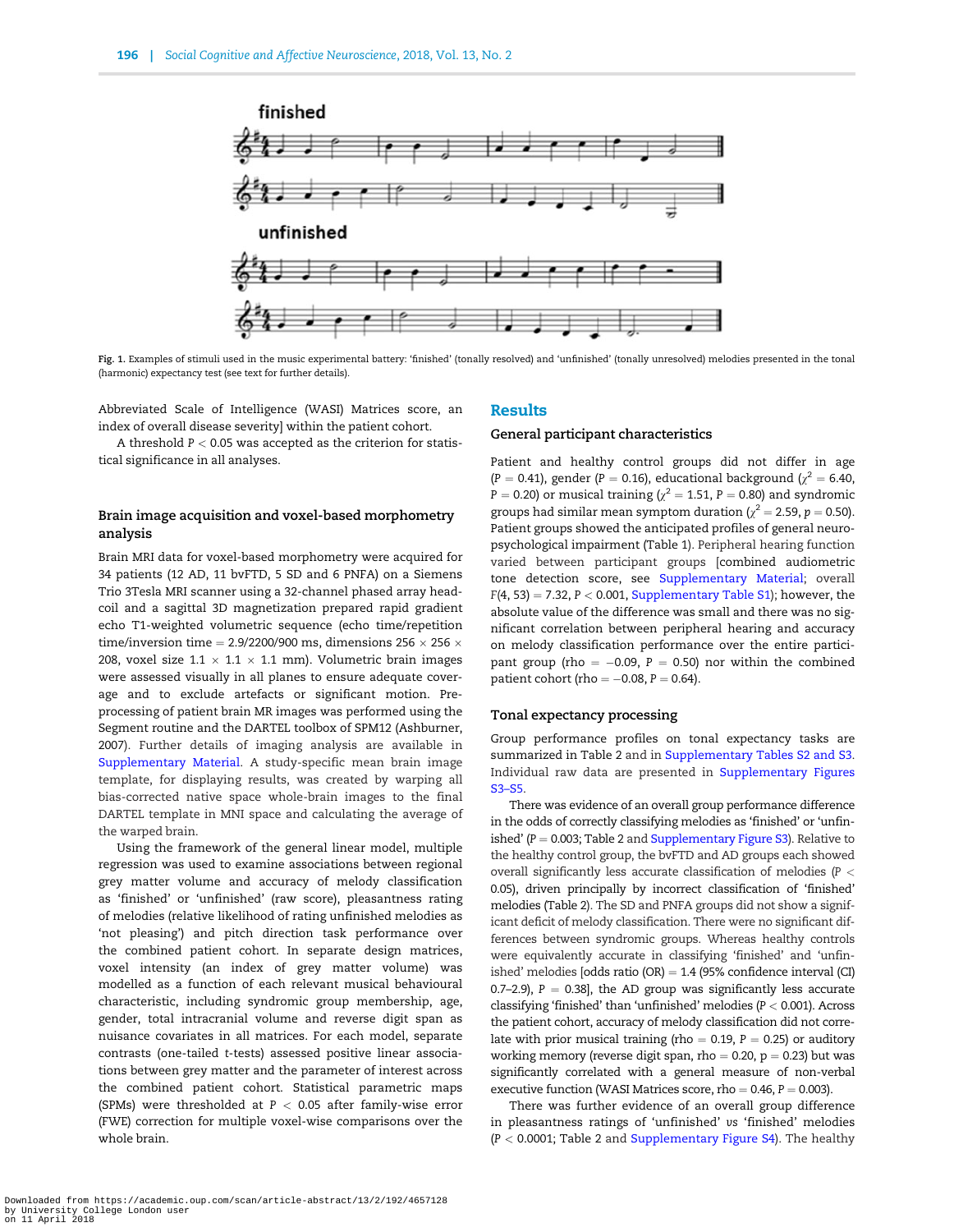Fig. 1. Examples of stimuli used in the music experimental battery: 'finished' (tonally resolved) and 'unfinished' (tonally unresolved) melodies presented in the tonal (harmonic) expectancy test (see text for further details).

Abbreviated Scale of Intelligence (WASI) Matrices score, an index of overall disease severity] within the patient cohort.

A threshold $P < 0.05$ was accepted as the criterion for statistical significance in all analyses.

### Brain image acquisition and voxel-based morphometry analysis

Brain MRI data for voxel-based morphometry were acquired for 34 patients (12 AD, 11 bvFTD, 5 SD and 6 PNFA) on a Siemens Trio 3Tesla MRI scanner using a 32-channel phased array headcoil and a sagittal 3D magnetization prepared rapid gradient echo T1-weighted volumetric sequence (echo time/repetition time/inversion time = 2.9/2200/900 ms, dimensions 256 × 256 × 208, voxel size 1.1 × 1.1 × 1.1 mm). Volumetric brain images were assessed visually in all planes to ensure adequate coverage and to exclude artefacts or significant motion. Preprocessing of patient brain MR images was performed using the Segment routine and the DARTEL toolbox of SPM12 (Ashburner, 2007). Further details of imaging analysis are available in Supplementary Material. A study-specific mean brain image template, for displaying results, was created by warping all bias-corrected native space whole-brain images to the final DARTEL template in MNI space and calculating the average of the warped brain.

Using the framework of the general linear model, multiple regression was used to examine associations between regional grey matter volume and accuracy of melody classification as 'finished' or 'unfinished' (raw score), pleasantness rating of melodies (relative likelihood of rating unfinished melodies as 'not pleasing') and pitch direction task performance over the combined patient cohort. In separate design matrices, voxel intensity (an index of grey matter volume) was modelled as a function of each relevant musical behavioural characteristic, including syndromic group membership, age, gender, total intracranial volume and reverse digit span as nuisance covariates in all matrices. For each model, separate contrasts (one-tailed $t$-tests) assessed positive linear associations between grey matter and the parameter of interest across the combined patient cohort. Statistical parametric maps (SPMs) were thresholded at $P < 0.05$ after family-wise error (FWE) correction for multiple voxel-wise comparisons over the whole brain.

## Results

### General participant characteristics

Patient and healthy control groups did not differ in age ($P = 0.41$), gender ($P = 0.16$), educational background ($\chi^2 = 6.40$, $P = 0.20$) or musical training ($\chi^2 = 1.51$, $P = 0.80$) and syndromic groups had similar mean symptom duration ($\chi^2 = 2.59$, $p = 0.50$). Patient groups showed the anticipated profiles of general neuropsychological impairment (Table 1). Peripheral hearing function varied between participant groups [combined audiometric tone detection score, see Supplementary Material; overall $F(4, 53) = 7.32$, $P < 0.001$, Supplementary Table S1); however, the absolute value of the difference was small and there was no significant correlation between peripheral hearing and accuracy on melody classification performance over the entire participant group (rho = −0.09, $P = 0.50$) nor within the combined patient cohort (rho = −0.08, $P = 0.64$).

### Tonal expectancy processing

Group performance profiles on tonal expectancy tasks are summarized in Table 2 and in Supplementary Tables S2 and S3. Individual raw data are presented in Supplementary Figures S3–S5.

There was evidence of an overall group performance difference in the odds of correctly classifying melodies as 'finished' or 'unfinished' ($P = 0.003$; Table 2 and Supplementary Figure S3). Relative to the healthy control group, the bvFTD and AD groups each showed overall significantly less accurate classification of melodies ($P < 0.05$), driven principally by incorrect classification of 'finished' melodies (Table 2). The SD and PNFA groups did not show a significant deficit of melody classification. There were no significant differences between syndromic groups. Whereas healthy controls were equivalently accurate in classifying 'finished' and 'unfinished' melodies [odds ratio (OR) = 1.4 (95% confidence interval (CI) 0.7–2.9), $P = 0.38$], the AD group was significantly less accurate classifying 'finished' than 'unfinished' melodies ($P < 0.001$). Across the patient cohort, accuracy of melody classification did not correlate with prior musical training (rho = 0.19, $P = 0.25$) or auditory working memory (reverse digit span, rho = 0.20, p = 0.23) but was significantly correlated with a general measure of non-verbal executive function (WASI Matrices score, rho = 0.46, $P = 0.003$).

There was further evidence of an overall group difference in pleasantness ratings of 'unfinished' *vs* 'finished' melodies ($P < 0.0001$; Table 2 and Supplementary Figure S4). The healthy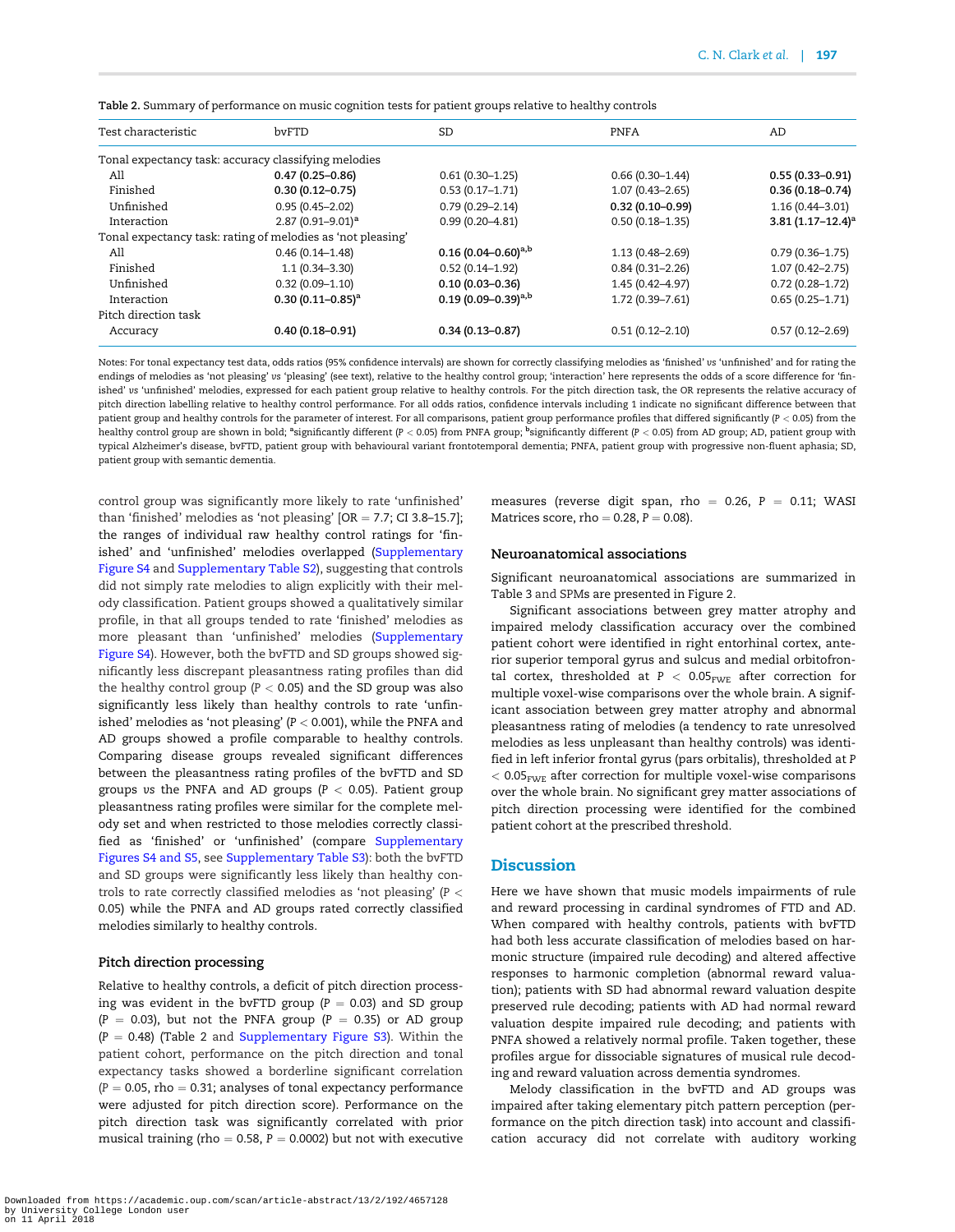Table 2. Summary of performance on music cognition tests for patient groups relative to healthy controls

| Test characteristic | bvFTD | SD | PNFA | AD |
|---|---|---|---|---|
| Tonal expectancy task: accuracy classifying melodies | | | | |
| All | **0.47 (0.25–0.86)** | 0.61 (0.30–1.25) | 0.66 (0.30–1.44) | **0.55 (0.33–0.91)** |
| Finished | **0.30 (0.12–0.75)** | 0.53 (0.17–1.71) | 1.07 (0.43–2.65) | **0.36 (0.18–0.74)** |
| Unfinished | 0.95 (0.45–2.02) | 0.79 (0.29–2.14) | **0.32 (0.10–0.99)** | 1.16 (0.44–3.01) |
| Interaction | 2.87 (0.91–9.01)[a] | 0.99 (0.20–4.81) | 0.50 (0.18–1.35) | **3.81 (1.17–12.4)[a]** |
| Tonal expectancy task: rating of melodies as 'not pleasing' | | | | |
| All | 0.46 (0.14–1.48) | **0.16 (0.04–0.60)[a,b]** | 1.13 (0.48–2.69) | 0.79 (0.36–1.75) |
| Finished | 1.1 (0.34–3.30) | 0.52 (0.14–1.92) | 0.84 (0.31–2.26) | 1.07 (0.42–2.75) |
| Unfinished | 0.32 (0.09–1.10) | **0.10 (0.03–0.36)** | 1.45 (0.42–4.97) | 0.72 (0.28–1.72) |
| Interaction | **0.30 (0.11–0.85)[a]** | **0.19 (0.09–0.39)[a,b]** | 1.72 (0.39–7.61) | 0.65 (0.25–1.71) |
| Pitch direction task | | | | |
| Accuracy | **0.40 (0.18–0.91)** | **0.34 (0.13–0.87)** | 0.51 (0.12–2.10) | 0.57 (0.12–2.69) |

Notes: For tonal expectancy test data, odds ratios (95% confidence intervals) are shown for correctly classifying melodies as 'finished' *vs* 'unfinished' and for rating the endings of melodies as 'not pleasing' *vs* 'pleasing' (see text), relative to the healthy control group; 'interaction' here represents the odds of a score difference for 'finished' *vs* 'unfinished' melodies, expressed for each patient group relative to healthy controls. For the pitch direction task, the OR represents the relative accuracy of pitch direction labelling relative to healthy control performance. For all odds ratios, confidence intervals including 1 indicate no significant difference between that patient group and healthy controls for the parameter of interest. For all comparisons, patient group performance profiles that differed significantly ($P < 0.05$) from the healthy control group are shown in bold; [a]significantly different ($P < 0.05$) from PNFA group; [b]significantly different ($P < 0.05$) from AD group; AD, patient group with typical Alzheimer's disease, bvFTD, patient group with behavioural variant frontotemporal dementia; PNFA, patient group with progressive non-fluent aphasia; SD, patient group with semantic dementia.

control group was significantly more likely to rate 'unfinished' than 'finished' melodies as 'not pleasing' [OR = 7.7; CI 3.8–15.7]; the ranges of individual raw healthy control ratings for 'finished' and 'unfinished' melodies overlapped (Supplementary Figure S4 and Supplementary Table S2), suggesting that controls did not simply rate melodies to align explicitly with their melody classification. Patient groups showed a qualitatively similar profile, in that all groups tended to rate 'finished' melodies as more pleasant than 'unfinished' melodies (Supplementary Figure S4). However, both the bvFTD and SD groups showed significantly less discrepant pleasantness rating profiles than did the healthy control group ($P < 0.05$) and the SD group was also significantly less likely than healthy controls to rate 'unfinished' melodies as 'not pleasing' ($P < 0.001$), while the PNFA and AD groups showed a profile comparable to healthy controls. Comparing disease groups revealed significant differences between the pleasantness rating profiles of the bvFTD and SD groups *vs* the PNFA and AD groups ($P < 0.05$). Patient group pleasantness rating profiles were similar for the complete melody set and when restricted to those melodies correctly classified as 'finished' or 'unfinished' (compare Supplementary Figures S4 and S5, see Supplementary Table S3): both the bvFTD and SD groups were significantly less likely than healthy controls to rate correctly classified melodies as 'not pleasing' ($P < 0.05$) while the PNFA and AD groups rated correctly classified melodies similarly to healthy controls.

### Pitch direction processing

Relative to healthy controls, a deficit of pitch direction processing was evident in the bvFTD group ($P = 0.03$) and SD group ($P = 0.03$), but not the PNFA group ($P = 0.35$) or AD group ($P = 0.48$) (Table 2 and Supplementary Figure S3). Within the patient cohort, performance on the pitch direction and tonal expectancy tasks showed a borderline significant correlation ($P = 0.05$, rho = 0.31; analyses of tonal expectancy performance were adjusted for pitch direction score). Performance on the pitch direction task was significantly correlated with prior musical training (rho = 0.58, $P = 0.0002$) but not with executive measures (reverse digit span, rho = 0.26, $P = 0.11$; WASI Matrices score, rho = 0.28, $P = 0.08$).

### Neuroanatomical associations

Significant neuroanatomical associations are summarized in Table 3 and SPMs are presented in Figure 2.

Significant associations between grey matter atrophy and impaired melody classification accuracy over the combined patient cohort were identified in right entorhinal cortex, anterior superior temporal gyrus and sulcus and medial orbitofrontal cortex, thresholded at $P < 0.05_{FWE}$ after correction for multiple voxel-wise comparisons over the whole brain. A significant association between grey matter atrophy and abnormal pleasantness rating of melodies (a tendency to rate unresolved melodies as less unpleasant than healthy controls) was identified in left inferior frontal gyrus (pars orbitalis), thresholded at $P < 0.05_{FWE}$ after correction for multiple voxel-wise comparisons over the whole brain. No significant grey matter associations of pitch direction processing were identified for the combined patient cohort at the prescribed threshold.

## Discussion

Here we have shown that music models impairments of rule and reward processing in cardinal syndromes of FTD and AD. When compared with healthy controls, patients with bvFTD had both less accurate classification of melodies based on harmonic structure (impaired rule decoding) and altered affective responses to harmonic completion (abnormal reward valuation); patients with SD had abnormal reward valuation despite preserved rule decoding; patients with AD had normal reward valuation despite impaired rule decoding; and patients with PNFA showed a relatively normal profile. Taken together, these profiles argue for dissociable signatures of musical rule decoding and reward valuation across dementia syndromes.

Melody classification in the bvFTD and AD groups was impaired after taking elementary pitch pattern perception (performance on the pitch direction task) into account and classification accuracy did not correlate with auditory working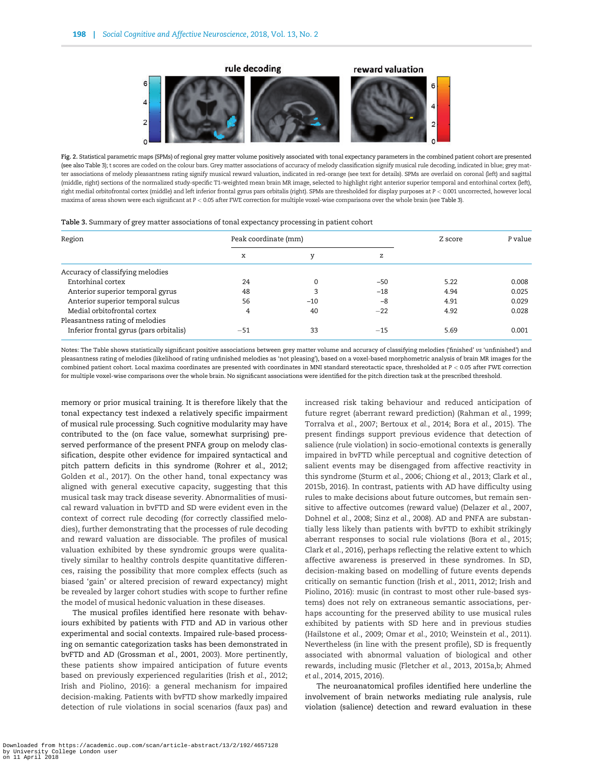**Fig. 2.** Statistical parametric maps (SPMs) of regional grey matter volume positively associated with tonal expectancy parameters in the combined patient cohort are presented (see also Table 3); t scores are coded on the colour bars. Grey matter associations of accuracy of melody classification signify musical rule decoding, indicated in blue; grey matter associations of melody pleasantness rating signify musical reward valuation, indicated in red-orange (see text for details). SPMs are overlaid on coronal (left) and sagittal (middle, right) sections of the normalized study-specific T1-weighted mean brain MR image, selected to highlight right anterior superior temporal and entorhinal cortex (left), right medial orbitofrontal cortex (middle) and left inferior frontal gyrus pars orbitalis (right). SPMs are thresholded for display purposes at $P < 0.001$ uncorrected, however local maxima of areas shown were each significant at $P < 0.05$ after FWE correction for multiple voxel-wise comparisons over the whole brain (see Table 3).

**Table 3.** Summary of grey matter associations of tonal expectancy processing in patient cohort

| Region | Peak coordinate (mm) | | | Z score | P value |
|---|---|---|---|---|---|
| | x | y | z | | |
| Accuracy of classifying melodies | | | | | |
| Entorhinal cortex | 24 | 0 | −50 | 5.22 | 0.008 |
| Anterior superior temporal gyrus | 48 | 3 | −18 | 4.94 | 0.025 |
| Anterior superior temporal sulcus | 56 | −10 | −8 | 4.91 | 0.029 |
| Medial orbitofrontal cortex | 4 | 40 | −22 | 4.92 | 0.028 |
| Pleasantness rating of melodies | | | | | |
| Inferior frontal gyrus (pars orbitalis) | −51 | 33 | −15 | 5.69 | 0.001 |

Notes: The Table shows statistically significant positive associations between grey matter volume and accuracy of classifying melodies ('finished' *vs* 'unfinished') and pleasantness rating of melodies (likelihood of rating unfinished melodies as 'not pleasing'), based on a voxel-based morphometric analysis of brain MR images for the combined patient cohort. Local maxima coordinates are presented with coordinates in MNI standard stereotactic space, thresholded at $P < 0.05$ after FWE correction for multiple voxel-wise comparisons over the whole brain. No significant associations were identified for the pitch direction task at the prescribed threshold.

memory or prior musical training. It is therefore likely that the tonal expectancy test indexed a relatively specific impairment of musical rule processing. Such cognitive modularity may have contributed to the (on face value, somewhat surprising) preserved performance of the present PNFA group on melody classification, despite other evidence for impaired syntactical and pitch pattern deficits in this syndrome (Rohrer *et al.*, 2012; Golden *et al.*, 2017). On the other hand, tonal expectancy was aligned with general executive capacity, suggesting that this musical task may track disease severity. Abnormalities of musical reward valuation in bvFTD and SD were evident even in the context of correct rule decoding (for correctly classified melodies), further demonstrating that the processes of rule decoding and reward valuation are dissociable. The profiles of musical valuation exhibited by these syndromic groups were qualitatively similar to healthy controls despite quantitative differences, raising the possibility that more complex effects (such as biased 'gain' or altered precision of reward expectancy) might be revealed by larger cohort studies with scope to further refine the model of musical hedonic valuation in these diseases.

The musical profiles identified here resonate with behaviours exhibited by patients with FTD and AD in various other experimental and social contexts. Impaired rule-based processing on semantic categorization tasks has been demonstrated in bvFTD and AD (Grossman *et al.*, 2001, 2003). More pertinently, these patients show impaired anticipation of future events based on previously experienced regularities (Irish *et al.*, 2012; Irish and Piolino, 2016): a general mechanism for impaired decision-making. Patients with bvFTD show markedly impaired detection of rule violations in social scenarios (faux pas) and increased risk taking behaviour and reduced anticipation of future regret (aberrant reward prediction) (Rahman *et al.*, 1999; Torralva *et al.*, 2007; Bertoux *et al.*, 2014; Bora *et al.*, 2015). The present findings support previous evidence that detection of salience (rule violation) in socio-emotional contexts is generally impaired in bvFTD while perceptual and cognitive detection of salient events may be disengaged from affective reactivity in this syndrome (Sturm *et al.*, 2006; Chiong *et al.*, 2013; Clark *et al.*, 2015b, 2016). In contrast, patients with AD have difficulty using rules to make decisions about future outcomes, but remain sensitive to affective outcomes (reward value) (Delazer *et al.*, 2007, Dohnel *et al.*, 2008; Sinz *et al.*, 2008). AD and PNFA are substantially less likely than patients with bvFTD to exhibit strikingly aberrant responses to social rule violations (Bora *et al.*, 2015; Clark *et al.*, 2016), perhaps reflecting the relative extent to which affective awareness is preserved in these syndromes. In SD, decision-making based on modelling of future events depends critically on semantic function (Irish *et al.*, 2011, 2012; Irish and Piolino, 2016): music (in contrast to most other rule-based systems) does not rely on extraneous semantic associations, perhaps accounting for the preserved ability to use musical rules exhibited by patients with SD here and in previous studies (Hailstone *et al.*, 2009; Omar *et al.*, 2010; Weinstein *et al.*, 2011). Nevertheless (in line with the present profile), SD is frequently associated with abnormal valuation of biological and other rewards, including music (Fletcher *et al.*, 2013, 2015a,b; Ahmed *et al.*, 2014, 2015, 2016).

The neuroanatomical profiles identified here underline the involvement of brain networks mediating rule analysis, rule violation (salience) detection and reward evaluation in these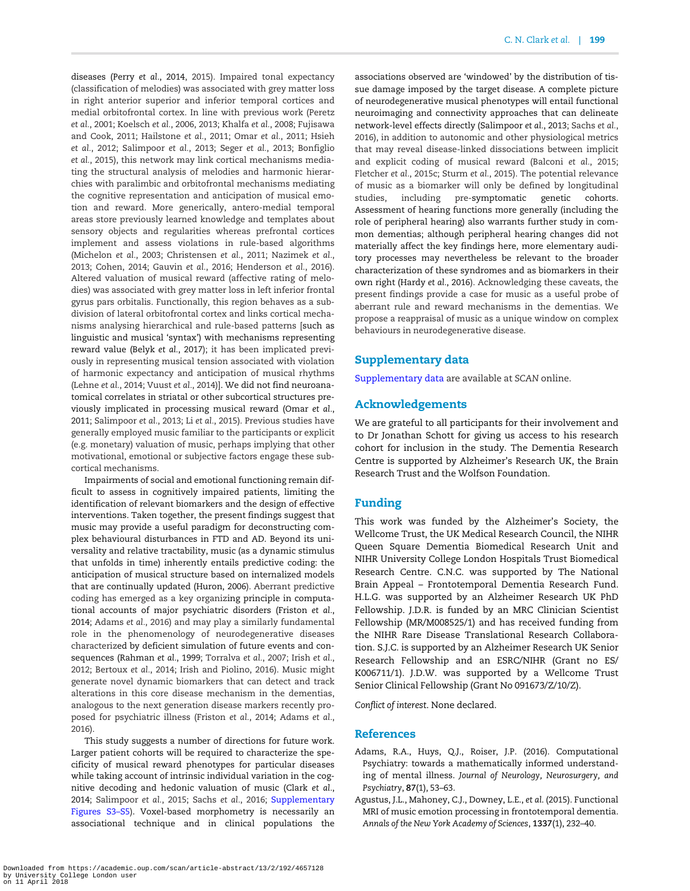diseases (Perry *et al*., 2014, 2015). Impaired tonal expectancy (classification of melodies) was associated with grey matter loss in right anterior superior and inferior temporal cortices and medial orbitofrontal cortex. In line with previous work (Peretz *et al*., 2001; Koelsch *et al*., 2006, 2013; Khalfa *et al*., 2008; Fujisawa and Cook, 2011; Hailstone *et al*., 2011; Omar *et al*., 2011; Hsieh *et al*., 2012; Salimpoor *et al*., 2013; Seger *et al*., 2013; Bonfiglio *et al*., 2015), this network may link cortical mechanisms mediating the structural analysis of melodies and harmonic hierarchies with paralimbic and orbitofrontal mechanisms mediating the cognitive representation and anticipation of musical emotion and reward. More generically, antero-medial temporal areas store previously learned knowledge and templates about sensory objects and regularities whereas prefrontal cortices implement and assess violations in rule-based algorithms (Michelon *et al*., 2003; Christensen *et al*., 2011; Nazimek *et al*., 2013; Cohen, 2014; Gauvin *et al*., 2016; Henderson *et al*., 2016). Altered valuation of musical reward (affective rating of melodies) was associated with grey matter loss in left inferior frontal gyrus pars orbitalis. Functionally, this region behaves as a subdivision of lateral orbitofrontal cortex and links cortical mechanisms analysing hierarchical and rule-based patterns [such as linguistic and musical 'syntax') with mechanisms representing reward value (Belyk *et al*., 2017); it has been implicated previously in representing musical tension associated with violation of harmonic expectancy and anticipation of musical rhythms (Lehne *et al*., 2014; Vuust *et al*., 2014)]. We did not find neuroanatomical correlates in striatal or other subcortical structures previously implicated in processing musical reward (Omar *et al*., 2011; Salimpoor *et al*., 2013; Li *et al*., 2015). Previous studies have generally employed music familiar to the participants or explicit (e.g. monetary) valuation of music, perhaps implying that other motivational, emotional or subjective factors engage these subcortical mechanisms.

Impairments of social and emotional functioning remain difficult to assess in cognitively impaired patients, limiting the identification of relevant biomarkers and the design of effective interventions. Taken together, the present findings suggest that music may provide a useful paradigm for deconstructing complex behavioural disturbances in FTD and AD. Beyond its universality and relative tractability, music (as a dynamic stimulus that unfolds in time) inherently entails predictive coding: the anticipation of musical structure based on internalized models that are continually updated (Huron, 2006). Aberrant predictive coding has emerged as a key organizing principle in computational accounts of major psychiatric disorders (Friston *et al*., 2014; Adams *et al*., 2016) and may play a similarly fundamental role in the phenomenology of neurodegenerative diseases characterized by deficient simulation of future events and consequences (Rahman *et al*., 1999; Torralva *et al*., 2007; Irish *et al*., 2012; Bertoux *et al*., 2014; Irish and Piolino, 2016). Music might generate novel dynamic biomarkers that can detect and track alterations in this core disease mechanism in the dementias, analogous to the next generation disease markers recently proposed for psychiatric illness (Friston *et al*., 2014; Adams *et al*., 2016).

This study suggests a number of directions for future work. Larger patient cohorts will be required to characterize the specificity of musical reward phenotypes for particular diseases while taking account of intrinsic individual variation in the cognitive decoding and hedonic valuation of music (Clark *et al*., 2014; Salimpoor *et al*., 2015; Sachs *et al*., 2016; Supplementary Figures S3–S5). Voxel-based morphometry is necessarily an associational technique and in clinical populations the associations observed are 'windowed' by the distribution of tissue damage imposed by the target disease. A complete picture of neurodegenerative musical phenotypes will entail functional neuroimaging and connectivity approaches that can delineate network-level effects directly (Salimpoor *et al*., 2013; Sachs *et al*., 2016), in addition to autonomic and other physiological metrics that may reveal disease-linked dissociations between implicit and explicit coding of musical reward (Balconi *et al*., 2015; Fletcher *et al*., 2015c; Sturm *et al*., 2015). The potential relevance of music as a biomarker will only be defined by longitudinal studies, including pre-symptomatic genetic cohorts. Assessment of hearing functions more generally (including the role of peripheral hearing) also warrants further study in common dementias; although peripheral hearing changes did not materially affect the key findings here, more elementary auditory processes may nevertheless be relevant to the broader characterization of these syndromes and as biomarkers in their own right (Hardy *et al*., 2016). Acknowledging these caveats, the present findings provide a case for music as a useful probe of aberrant rule and reward mechanisms in the dementias. We propose a reappraisal of music as a unique window on complex behaviours in neurodegenerative disease.

## Supplementary data

Supplementary data are available at *SCAN* online.

## Acknowledgements

We are grateful to all participants for their involvement and to Dr Jonathan Schott for giving us access to his research cohort for inclusion in the study. The Dementia Research Centre is supported by Alzheimer's Research UK, the Brain Research Trust and the Wolfson Foundation.

## Funding

This work was funded by the Alzheimer's Society, the Wellcome Trust, the UK Medical Research Council, the NIHR Queen Square Dementia Biomedical Research Unit and NIHR University College London Hospitals Trust Biomedical Research Centre. C.N.C. was supported by The National Brain Appeal – Frontotemporal Dementia Research Fund. H.L.G. was supported by an Alzheimer Research UK PhD Fellowship. J.D.R. is funded by an MRC Clinician Scientist Fellowship (MR/M008525/1) and has received funding from the NIHR Rare Disease Translational Research Collaboration. S.J.C. is supported by an Alzheimer Research UK Senior Research Fellowship and an ESRC/NIHR (Grant no ES/K006711/1). J.D.W. was supported by a Wellcome Trust Senior Clinical Fellowship (Grant No 091673/Z/10/Z).

*Conflict of interest*. None declared.

## References

Adams, R.A., Huys, Q.J., Roiser, J.P. (2016). Computational Psychiatry: towards a mathematically informed understanding of mental illness. *Journal of Neurology, Neurosurgery, and Psychiatry*, **87**(1), 53–63.

Agustus, J.L., Mahoney, C.J., Downey, L.E., *et al*. (2015). Functional MRI of music emotion processing in frontotemporal dementia. *Annals of the New York Academy of Sciences*, **1337**(1), 232–40.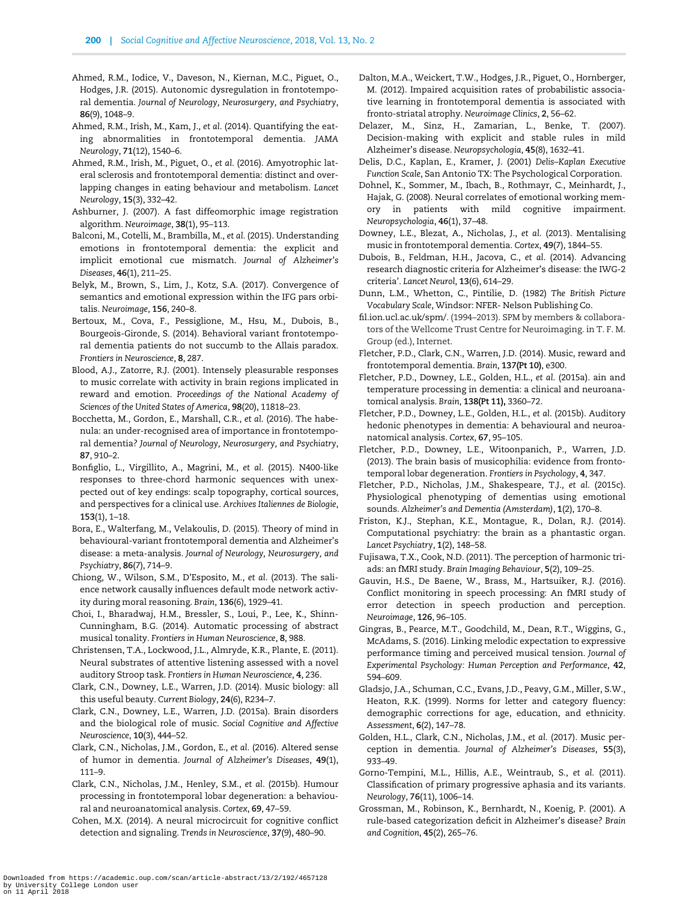Ahmed, R.M., Iodice, V., Daveson, N., Kiernan, M.C., Piguet, O., Hodges, J.R. (2015). Autonomic dysregulation in frontotemporal dementia. *Journal of Neurology, Neurosurgery, and Psychiatry*, **86**(9), 1048–9.

Ahmed, R.M., Irish, M., Kam, J., *et al.* (2014). Quantifying the eating abnormalities in frontotemporal dementia. *JAMA Neurology*, **71**(12), 1540–6.

Ahmed, R.M., Irish, M., Piguet, O., *et al.* (2016). Amyotrophic lateral sclerosis and frontotemporal dementia: distinct and overlapping changes in eating behaviour and metabolism. *Lancet Neurology*, **15**(3), 332–42.

Ashburner, J. (2007). A fast diffeomorphic image registration algorithm. *Neuroimage*, **38**(1), 95–113.

Balconi, M., Cotelli, M., Brambilla, M., *et al.* (2015). Understanding emotions in frontotemporal dementia: the explicit and implicit emotional cue mismatch. *Journal of Alzheimer's Diseases*, **46**(1), 211–25.

Belyk, M., Brown, S., Lim, J., Kotz, S.A. (2017). Convergence of semantics and emotional expression within the IFG pars orbitalis. *Neuroimage*, **156**, 240–8.

Bertoux, M., Cova, F., Pessiglione, M., Hsu, M., Dubois, B., Bourgeois-Gironde, S. (2014). Behavioral variant frontotemporal dementia patients do not succumb to the Allais paradox. *Frontiers in Neuroscience*, **8**, 287.

Blood, A.J., Zatorre, R.J. (2001). Intensely pleasurable responses to music correlate with activity in brain regions implicated in reward and emotion. *Proceedings of the National Academy of Sciences of the United States of America*, **98**(20), 11818–23.

Bocchetta, M., Gordon, E., Marshall, C.R., *et al.* (2016). The habenula: an under-recognised area of importance in frontotemporal dementia? *Journal of Neurology, Neurosurgery, and Psychiatry*, **87**, 910–2.

Bonfiglio, L., Virgillito, A., Magrini, M., *et al.* (2015). N400-like responses to three-chord harmonic sequences with unexpected out of key endings: scalp topography, cortical sources, and perspectives for a clinical use. *Archives Italiennes de Biologie*, **153**(1), 1–18.

Bora, E., Walterfang, M., Velakoulis, D. (2015). Theory of mind in behavioural-variant frontotemporal dementia and Alzheimer's disease: a meta-analysis. *Journal of Neurology, Neurosurgery, and Psychiatry*, **86**(7), 714–9.

Chiong, W., Wilson, S.M., D'Esposito, M., *et al.* (2013). The salience network causally influences default mode network activity during moral reasoning. *Brain*, **136**(6), 1929–41.

Choi, I., Bharadwaj, H.M., Bressler, S., Loui, P., Lee, K., Shinn-Cunningham, B.G. (2014). Automatic processing of abstract musical tonality. *Frontiers in Human Neuroscience*, **8**, 988.

Christensen, T.A., Lockwood, J.L., Almryde, K.R., Plante, E. (2011). Neural substrates of attentive listening assessed with a novel auditory Stroop task. *Frontiers in Human Neuroscience*, **4**, 236.

Clark, C.N., Downey, L.E., Warren, J.D. (2014). Music biology: all this useful beauty. *Current Biology*, **24**(6), R234–7.

Clark, C.N., Downey, L.E., Warren, J.D. (2015a). Brain disorders and the biological role of music. *Social Cognitive and Affective Neuroscience*, **10**(3), 444–52.

Clark, C.N., Nicholas, J.M., Gordon, E., *et al.* (2016). Altered sense of humor in dementia. *Journal of Alzheimer's Diseases*, **49**(1), 111–9.

Clark, C.N., Nicholas, J.M., Henley, S.M., *et al.* (2015b). Humour processing in frontotemporal lobar degeneration: a behavioural and neuroanatomical analysis. *Cortex*, **69**, 47–59.

Cohen, M.X. (2014). A neural microcircuit for cognitive conflict detection and signaling. *Trends in Neuroscience*, **37**(9), 480–90.

Dalton, M.A., Weickert, T.W., Hodges, J.R., Piguet, O., Hornberger, M. (2012). Impaired acquisition rates of probabilistic associative learning in frontotemporal dementia is associated with fronto-striatal atrophy. *Neuroimage Clinics*, **2**, 56–62.

Delazer, M., Sinz, H., Zamarian, L., Benke, T. (2007). Decision-making with explicit and stable rules in mild Alzheimer's disease. *Neuropsychologia*, **45**(8), 1632–41.

Delis, D.C., Kaplan, E., Kramer, J. (2001) *Delis–Kaplan Executive Function Scale*, San Antonio TX: The Psychological Corporation.

Dohnel, K., Sommer, M., Ibach, B., Rothmayr, C., Meinhardt, J., Hajak, G. (2008). Neural correlates of emotional working memory in patients with mild cognitive impairment. *Neuropsychologia*, **46**(1), 37–48.

Downey, L.E., Blezat, A., Nicholas, J., *et al.* (2013). Mentalising music in frontotemporal dementia. *Cortex*, **49**(7), 1844–55.

Dubois, B., Feldman, H.H., Jacova, C., *et al.* (2014). Advancing research diagnostic criteria for Alzheimer's disease: the IWG-2 criteria'. *Lancet Neurol*, **13**(6), 614–29.

Dunn, L.M., Whetton, C., Pintilie, D. (1982) *The British Picture Vocabulary Scale*, Windsor: NFER- Nelson Publishing Co.

fil.ion.ucl.ac.uk/spm/. (1994–2013). SPM by members & collaborators of the Wellcome Trust Centre for Neuroimaging. in T. F. M. Group (ed.), Internet.

Fletcher, P.D., Clark, C.N., Warren, J.D. (2014). Music, reward and frontotemporal dementia. *Brain*, **137(Pt 10)**, e300.

Fletcher, P.D., Downey, L.E., Golden, H.L., *et al.* (2015a). ain and temperature processing in dementia: a clinical and neuroanatomical analysis. *Brain*, **138(Pt 11),** 3360–72.

Fletcher, P.D., Downey, L.E., Golden, H.L., *et al.* (2015b). Auditory hedonic phenotypes in dementia: A behavioural and neuroanatomical analysis. *Cortex*, **67**, 95–105.

Fletcher, P.D., Downey, L.E., Witoonpanich, P., Warren, J.D. (2013). The brain basis of musicophilia: evidence from frontotemporal lobar degeneration. *Frontiers in Psychology*, **4**, 347.

Fletcher, P.D., Nicholas, J.M., Shakespeare, T.J., *et al.* (2015c). Physiological phenotyping of dementias using emotional sounds. *Alzheimer's and Dementia (Amsterdam)*, **1**(2), 170–8.

Friston, K.J., Stephan, K.E., Montague, R., Dolan, R.J. (2014). Computational psychiatry: the brain as a phantastic organ. *Lancet Psychiatry*, **1**(2), 148–58.

Fujisawa, T.X., Cook, N.D. (2011). The perception of harmonic triads: an fMRI study. *Brain Imaging Behaviour*, **5**(2), 109–25.

Gauvin, H.S., De Baene, W., Brass, M., Hartsuiker, R.J. (2016). Conflict monitoring in speech processing: An fMRI study of error detection in speech production and perception. *Neuroimage*, **126**, 96–105.

Gingras, B., Pearce, M.T., Goodchild, M., Dean, R.T., Wiggins, G., McAdams, S. (2016). Linking melodic expectation to expressive performance timing and perceived musical tension. *Journal of Experimental Psychology: Human Perception and Performance*, **42**, 594–609.

Gladsjo, J.A., Schuman, C.C., Evans, J.D., Peavy, G.M., Miller, S.W., Heaton, R.K. (1999). Norms for letter and category fluency: demographic corrections for age, education, and ethnicity. *Assessment*, **6**(2), 147–78.

Golden, H.L., Clark, C.N., Nicholas, J.M., *et al.* (2017). Music perception in dementia. *Journal of Alzheimer's Diseases*, **55**(3), 933–49.

Gorno-Tempini, M.L., Hillis, A.E., Weintraub, S., *et al.* (2011). Classification of primary progressive aphasia and its variants. *Neurology*, **76**(11), 1006–14.

Grossman, M., Robinson, K., Bernhardt, N., Koenig, P. (2001). A rule-based categorization deficit in Alzheimer's disease? *Brain and Cognition*, **45**(2), 265–76.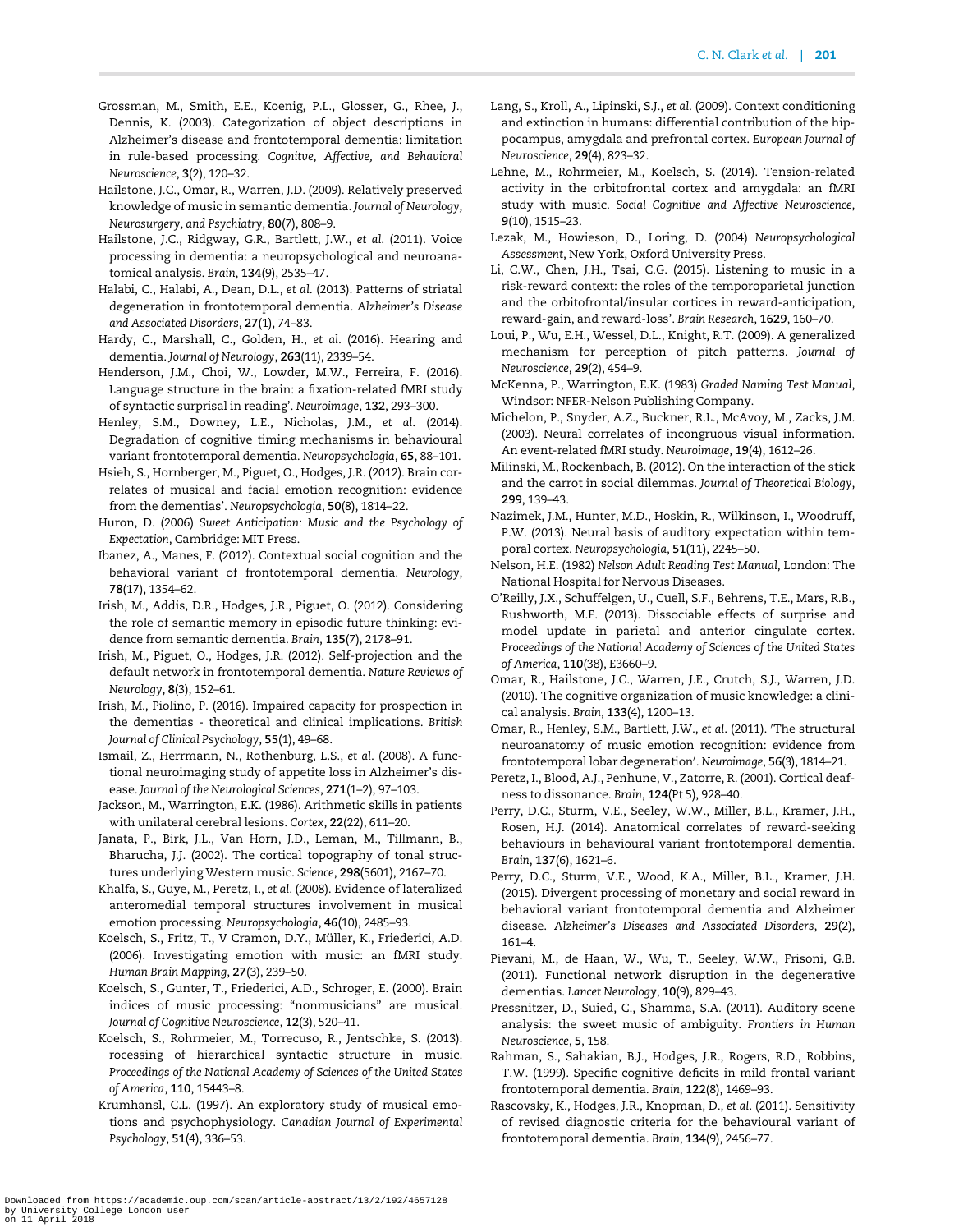Grossman, M., Smith, E.E., Koenig, P.L., Glosser, G., Rhee, J., Dennis, K. (2003). Categorization of object descriptions in Alzheimer's disease and frontotemporal dementia: limitation in rule-based processing. *Cognitve, Affective, and Behavioral Neuroscience*, **3**(2), 120–32.

Hailstone, J.C., Omar, R., Warren, J.D. (2009). Relatively preserved knowledge of music in semantic dementia. *Journal of Neurology, Neurosurgery, and Psychiatry*, **80**(7), 808–9.

Hailstone, J.C., Ridgway, G.R., Bartlett, J.W., *et al.* (2011). Voice processing in dementia: a neuropsychological and neuroanatomical analysis. *Brain*, **134**(9), 2535–47.

Halabi, C., Halabi, A., Dean, D.L., *et al.* (2013). Patterns of striatal degeneration in frontotemporal dementia. *Alzheimer's Disease and Associated Disorders*, **27**(1), 74–83.

Hardy, C., Marshall, C., Golden, H., *et al.* (2016). Hearing and dementia. *Journal of Neurology*, **263**(11), 2339–54.

Henderson, J.M., Choi, W., Lowder, M.W., Ferreira, F. (2016). Language structure in the brain: a fixation-related fMRI study of syntactic surprisal in reading'. *Neuroimage*, **132**, 293–300.

Henley, S.M., Downey, L.E., Nicholas, J.M., *et al.* (2014). Degradation of cognitive timing mechanisms in behavioural variant frontotemporal dementia. *Neuropsychologia*, **65**, 88–101.

Hsieh, S., Hornberger, M., Piguet, O., Hodges, J.R. (2012). Brain correlates of musical and facial emotion recognition: evidence from the dementias'. *Neuropsychologia*, **50**(8), 1814–22.

Huron, D. (2006) *Sweet Anticipation: Music and the Psychology of Expectation*, Cambridge: MIT Press.

Ibanez, A., Manes, F. (2012). Contextual social cognition and the behavioral variant of frontotemporal dementia. *Neurology*, **78**(17), 1354–62.

Irish, M., Addis, D.R., Hodges, J.R., Piguet, O. (2012). Considering the role of semantic memory in episodic future thinking: evidence from semantic dementia. *Brain*, **135**(7), 2178–91.

Irish, M., Piguet, O., Hodges, J.R. (2012). Self-projection and the default network in frontotemporal dementia. *Nature Reviews of Neurology*, **8**(3), 152–61.

Irish, M., Piolino, P. (2016). Impaired capacity for prospection in the dementias - theoretical and clinical implications. *British Journal of Clinical Psychology*, **55**(1), 49–68.

Ismail, Z., Herrmann, N., Rothenburg, L.S., *et al.* (2008). A functional neuroimaging study of appetite loss in Alzheimer's disease. *Journal of the Neurological Sciences*, **271**(1–2), 97–103.

Jackson, M., Warrington, E.K. (1986). Arithmetic skills in patients with unilateral cerebral lesions. *Cortex*, **22**(22), 611–20.

Janata, P., Birk, J.L., Van Horn, J.D., Leman, M., Tillmann, B., Bharucha, J.J. (2002). The cortical topography of tonal structures underlying Western music. *Science*, **298**(5601), 2167–70.

Khalfa, S., Guye, M., Peretz, I., *et al.* (2008). Evidence of lateralized anteromedial temporal structures involvement in musical emotion processing. *Neuropsychologia*, **46**(10), 2485–93.

Koelsch, S., Fritz, T., V Cramon, D.Y., Müller, K., Friederici, A.D. (2006). Investigating emotion with music: an fMRI study. *Human Brain Mapping*, **27**(3), 239–50.

Koelsch, S., Gunter, T., Friederici, A.D., Schroger, E. (2000). Brain indices of music processing: "nonmusicians" are musical. *Journal of Cognitive Neuroscience*, **12**(3), 520–41.

Koelsch, S., Rohrmeier, M., Torrecuso, R., Jentschke, S. (2013). rocessing of hierarchical syntactic structure in music. *Proceedings of the National Academy of Sciences of the United States of America*, **110**, 15443–8.

Krumhansl, C.L. (1997). An exploratory study of musical emotions and psychophysiology. *Canadian Journal of Experimental Psychology*, **51**(4), 336–53.

Lang, S., Kroll, A., Lipinski, S.J., *et al.* (2009). Context conditioning and extinction in humans: differential contribution of the hippocampus, amygdala and prefrontal cortex. *European Journal of Neuroscience*, **29**(4), 823–32.

Lehne, M., Rohrmeier, M., Koelsch, S. (2014). Tension-related activity in the orbitofrontal cortex and amygdala: an fMRI study with music. *Social Cognitive and Affective Neuroscience*, **9**(10), 1515–23.

Lezak, M., Howieson, D., Loring, D. (2004) *Neuropsychological Assessment*, New York, Oxford University Press.

Li, C.W., Chen, J.H., Tsai, C.G. (2015). Listening to music in a risk-reward context: the roles of the temporoparietal junction and the orbitofrontal/insular cortices in reward-anticipation, reward-gain, and reward-loss'. *Brain Research*, **1629**, 160–70.

Loui, P., Wu, E.H., Wessel, D.L., Knight, R.T. (2009). A generalized mechanism for perception of pitch patterns. *Journal of Neuroscience*, **29**(2), 454–9.

McKenna, P., Warrington, E.K. (1983) *Graded Naming Test Manual*, Windsor: NFER-Nelson Publishing Company.

Michelon, P., Snyder, A.Z., Buckner, R.L., McAvoy, M., Zacks, J.M. (2003). Neural correlates of incongruous visual information. An event-related fMRI study. *Neuroimage*, **19**(4), 1612–26.

Milinski, M., Rockenbach, B. (2012). On the interaction of the stick and the carrot in social dilemmas. *Journal of Theoretical Biology*, **299**, 139–43.

Nazimek, J.M., Hunter, M.D., Hoskin, R., Wilkinson, I., Woodruff, P.W. (2013). Neural basis of auditory expectation within temporal cortex. *Neuropsychologia*, **51**(11), 2245–50.

Nelson, H.E. (1982) *Nelson Adult Reading Test Manual*, London: The National Hospital for Nervous Diseases.

O'Reilly, J.X., Schuffelgen, U., Cuell, S.F., Behrens, T.E., Mars, R.B., Rushworth, M.F. (2013). Dissociable effects of surprise and model update in parietal and anterior cingulate cortex. *Proceedings of the National Academy of Sciences of the United States of America*, **110**(38), E3660–9.

Omar, R., Hailstone, J.C., Warren, J.E., Crutch, S.J., Warren, J.D. (2010). The cognitive organization of music knowledge: a clinical analysis. *Brain*, **133**(4), 1200–13.

Omar, R., Henley, S.M., Bartlett, J.W., *et al.* (2011). 'The structural neuroanatomy of music emotion recognition: evidence from frontotemporal lobar degeneration'. *Neuroimage*, **56**(3), 1814–21.

Peretz, I., Blood, A.J., Penhune, V., Zatorre, R. (2001). Cortical deafness to dissonance. *Brain*, **124**(Pt 5), 928–40.

Perry, D.C., Sturm, V.E., Seeley, W.W., Miller, B.L., Kramer, J.H., Rosen, H.J. (2014). Anatomical correlates of reward-seeking behaviours in behavioural variant frontotemporal dementia. *Brain*, **137**(6), 1621–6.

Perry, D.C., Sturm, V.E., Wood, K.A., Miller, B.L., Kramer, J.H. (2015). Divergent processing of monetary and social reward in behavioral variant frontotemporal dementia and Alzheimer disease. *Alzheimer's Diseases and Associated Disorders*, **29**(2), 161–4.

Pievani, M., de Haan, W., Wu, T., Seeley, W.W., Frisoni, G.B. (2011). Functional network disruption in the degenerative dementias. *Lancet Neurology*, **10**(9), 829–43.

Pressnitzer, D., Suied, C., Shamma, S.A. (2011). Auditory scene analysis: the sweet music of ambiguity. *Frontiers in Human Neuroscience*, **5**, 158.

Rahman, S., Sahakian, B.J., Hodges, J.R., Rogers, R.D., Robbins, T.W. (1999). Specific cognitive deficits in mild frontal variant frontotemporal dementia. *Brain*, **122**(8), 1469–93.

Rascovsky, K., Hodges, J.R., Knopman, D., *et al.* (2011). Sensitivity of revised diagnostic criteria for the behavioural variant of frontotemporal dementia. *Brain*, **134**(9), 2456–77.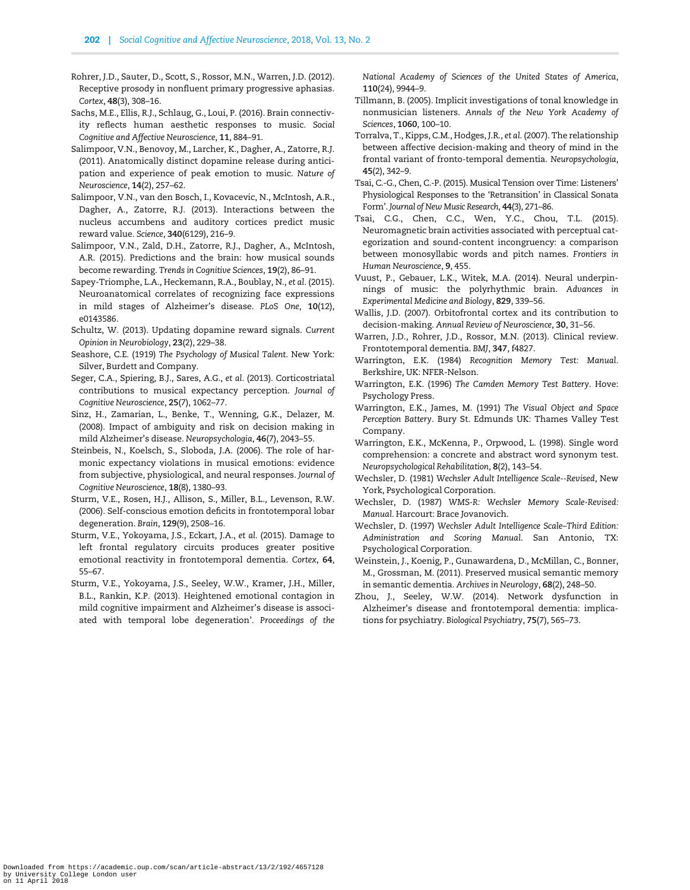Rohrer, J.D., Sauter, D., Scott, S., Rossor, M.N., Warren, J.D. (2012). Receptive prosody in nonfluent primary progressive aphasias. *Cortex*, **48**(3), 308–16.

Sachs, M.E., Ellis, R.J., Schlaug, G., Loui, P. (2016). Brain connectivity reflects human aesthetic responses to music. *Social Cognitive and Affective Neuroscience*, **11**, 884–91.

Salimpoor, V.N., Benovoy, M., Larcher, K., Dagher, A., Zatorre, R.J. (2011). Anatomically distinct dopamine release during anticipation and experience of peak emotion to music. *Nature of Neuroscience*, **14**(2), 257–62.

Salimpoor, V.N., van den Bosch, I., Kovacevic, N., McIntosh, A.R., Dagher, A., Zatorre, R.J. (2013). Interactions between the nucleus accumbens and auditory cortices predict music reward value. *Science*, **340**(6129), 216–9.

Salimpoor, V.N., Zald, D.H., Zatorre, R.J., Dagher, A., McIntosh, A.R. (2015). Predictions and the brain: how musical sounds become rewarding. *Trends in Cognitive Sciences*, **19**(2), 86–91.

Sapey-Triomphe, L.A., Heckemann, R.A., Boublay, N., *et al.* (2015). Neuroanatomical correlates of recognizing face expressions in mild stages of Alzheimer's disease. *PLoS One*, **10**(12), e0143586.

Schultz, W. (2013). Updating dopamine reward signals. *Current Opinion in Neurobiology*, **23**(2), 229–38.

Seashore, C.E. (1919) *The Psychology of Musical Talent*. New York: Silver, Burdett and Company.

Seger, C.A., Spiering, B.J., Sares, A.G., *et al.* (2013). Corticostriatal contributions to musical expectancy perception. *Journal of Cognitive Neuroscience*, **25**(7), 1062–77.

Sinz, H., Zamarian, L., Benke, T., Wenning, G.K., Delazer, M. (2008). Impact of ambiguity and risk on decision making in mild Alzheimer's disease. *Neuropsychologia*, **46**(7), 2043–55.

Steinbeis, N., Koelsch, S., Sloboda, J.A. (2006). The role of harmonic expectancy violations in musical emotions: evidence from subjective, physiological, and neural responses. *Journal of Cognitive Neuroscience*, **18**(8), 1380–93.

Sturm, V.E., Rosen, H.J., Allison, S., Miller, B.L., Levenson, R.W. (2006). Self-conscious emotion deficits in frontotemporal lobar degeneration. *Brain*, **129**(9), 2508–16.

Sturm, V.E., Yokoyama, J.S., Eckart, J.A., *et al.* (2015). Damage to left frontal regulatory circuits produces greater positive emotional reactivity in frontotemporal dementia. *Cortex*, **64**, 55–67.

Sturm, V.E., Yokoyama, J.S., Seeley, W.W., Kramer, J.H., Miller, B.L., Rankin, K.P. (2013). Heightened emotional contagion in mild cognitive impairment and Alzheimer's disease is associated with temporal lobe degeneration'. *Proceedings of the National Academy of Sciences of the United States of America*, **110**(24), 9944–9.

Tillmann, B. (2005). Implicit investigations of tonal knowledge in nonmusician listeners. *Annals of the New York Academy of Sciences*, **1060**, 100–10.

Torralva, T., Kipps, C.M., Hodges, J.R., *et al.* (2007). The relationship between affective decision-making and theory of mind in the frontal variant of fronto-temporal dementia. *Neuropsychologia*, **45**(2), 342–9.

Tsai, C.-G., Chen, C.-P. (2015). Musical Tension over Time: Listeners' Physiological Responses to the 'Retransition' in Classical Sonata Form'. *Journal of New Music Research*, **44**(3), 271–86.

Tsai, C.G., Chen, C.C., Wen, Y.C., Chou, T.L. (2015). Neuromagnetic brain activities associated with perceptual categorization and sound-content incongruency: a comparison between monosyllabic words and pitch names. *Frontiers in Human Neuroscience*, **9**, 455.

Vuust, P., Gebauer, L.K., Witek, M.A. (2014). Neural underpinnings of music: the polyrhythmic brain. *Advances in Experimental Medicine and Biology*, **829**, 339–56.

Wallis, J.D. (2007). Orbitofrontal cortex and its contribution to decision-making. *Annual Review of Neuroscience*, **30**, 31–56.

Warren, J.D., Rohrer, J.D., Rossor, M.N. (2013). Clinical review. Frontotemporal dementia. *BMJ*, **347**, f4827.

Warrington, E.K. (1984) *Recognition Memory Test: Manual*. Berkshire, UK: NFER-Nelson.

Warrington, E.K. (1996) *The Camden Memory Test Battery*. Hove: Psychology Press.

Warrington, E.K., James, M. (1991) *The Visual Object and Space Perception Battery*. Bury St. Edmunds UK: Thames Valley Test Company.

Warrington, E.K., McKenna, P., Orpwood, L. (1998). Single word comprehension: a concrete and abstract word synonym test. *Neuropsychological Rehabilitation*, **8**(2), 143–54.

Wechsler, D. (1981) *Wechsler Adult Intelligence Scale--Revised*, New York, Psychological Corporation.

Wechsler, D. (1987) *WMS-R: Wechsler Memory Scale-Revised: Manual*. Harcourt: Brace Jovanovich.

Wechsler, D. (1997) *Wechsler Adult Intelligence Scale–Third Edition: Administration and Scoring Manual*. San Antonio, TX: Psychological Corporation.

Weinstein, J., Koenig, P., Gunawardena, D., McMillan, C., Bonner, M., Grossman, M. (2011). Preserved musical semantic memory in semantic dementia. *Archives in Neurology*, **68**(2), 248–50.

Zhou, J., Seeley, W.W. (2014). Network dysfunction in Alzheimer's disease and frontotemporal dementia: implications for psychiatry. *Biological Psychiatry*, **75**(7), 565–73.